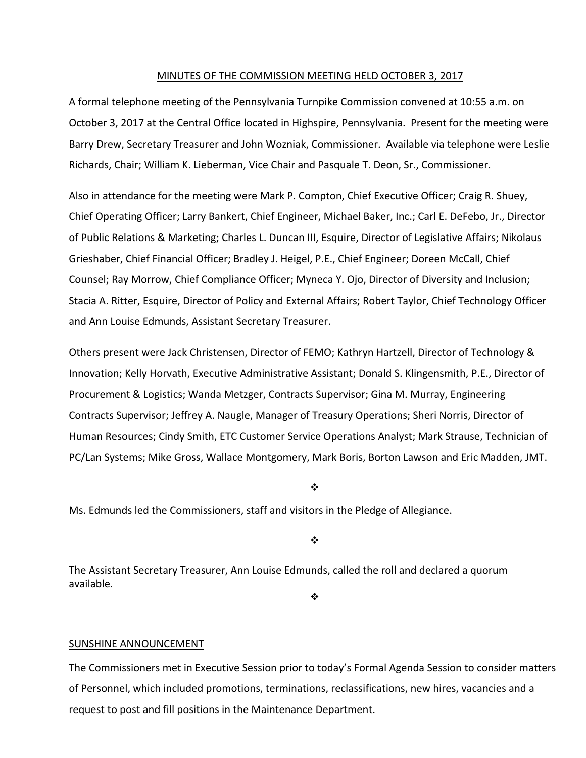MINUTES OF THE COMMISSION MEETING HELD OCTOBER 3, 2017

A formal telephone meeting of the Pennsylvania Turnpike Commission convened at 10:55 a.m. on October 3, 2017 at the Central Office located in Highspire, Pennsylvania. Present for the meeting were Barry Drew, Secretary Treasurer and John Wozniak, Commissioner. Available via telephone were Leslie Richards, Chair; William K. Lieberman, Vice Chair and Pasquale T. Deon, Sr., Commissioner.

Also in attendance for the meeting were Mark P. Compton, Chief Executive Officer; Craig R. Shuey, Chief Operating Officer; Larry Bankert, Chief Engineer, Michael Baker, Inc.; Carl E. DeFebo, Jr., Director of Public Relations & Marketing; Charles L. Duncan III, Esquire, Director of Legislative Affairs; Nikolaus Grieshaber, Chief Financial Officer; Bradley J. Heigel, P.E., Chief Engineer; Doreen McCall, Chief Counsel; Ray Morrow, Chief Compliance Officer; Myneca Y. Ojo, Director of Diversity and Inclusion; Stacia A. Ritter, Esquire, Director of Policy and External Affairs; Robert Taylor, Chief Technology Officer and Ann Louise Edmunds, Assistant Secretary Treasurer.

Others present were Jack Christensen, Director of FEMO; Kathryn Hartzell, Director of Technology & Innovation; Kelly Horvath, Executive Administrative Assistant; Donald S. Klingensmith, P.E., Director of Procurement & Logistics; Wanda Metzger, Contracts Supervisor; Gina M. Murray, Engineering Contracts Supervisor; Jeffrey A. Naugle, Manager of Treasury Operations; Sheri Norris, Director of Human Resources; Cindy Smith, ETC Customer Service Operations Analyst; Mark Strause, Technician of PC/Lan Systems; Mike Gross, Wallace Montgomery, Mark Boris, Borton Lawson and Eric Madden, JMT.

❖

Ms. Edmunds led the Commissioners, staff and visitors in the Pledge of Allegiance.

❖

The Assistant Secretary Treasurer, Ann Louise Edmunds, called the roll and declared a quorum available.

❖

SUNSHINE ANNOUNCEMENT

The Commissioners met in Executive Session prior to today's Formal Agenda Session to consider matters of Personnel, which included promotions, terminations, reclassifications, new hires, vacancies and a request to post and fill positions in the Maintenance Department.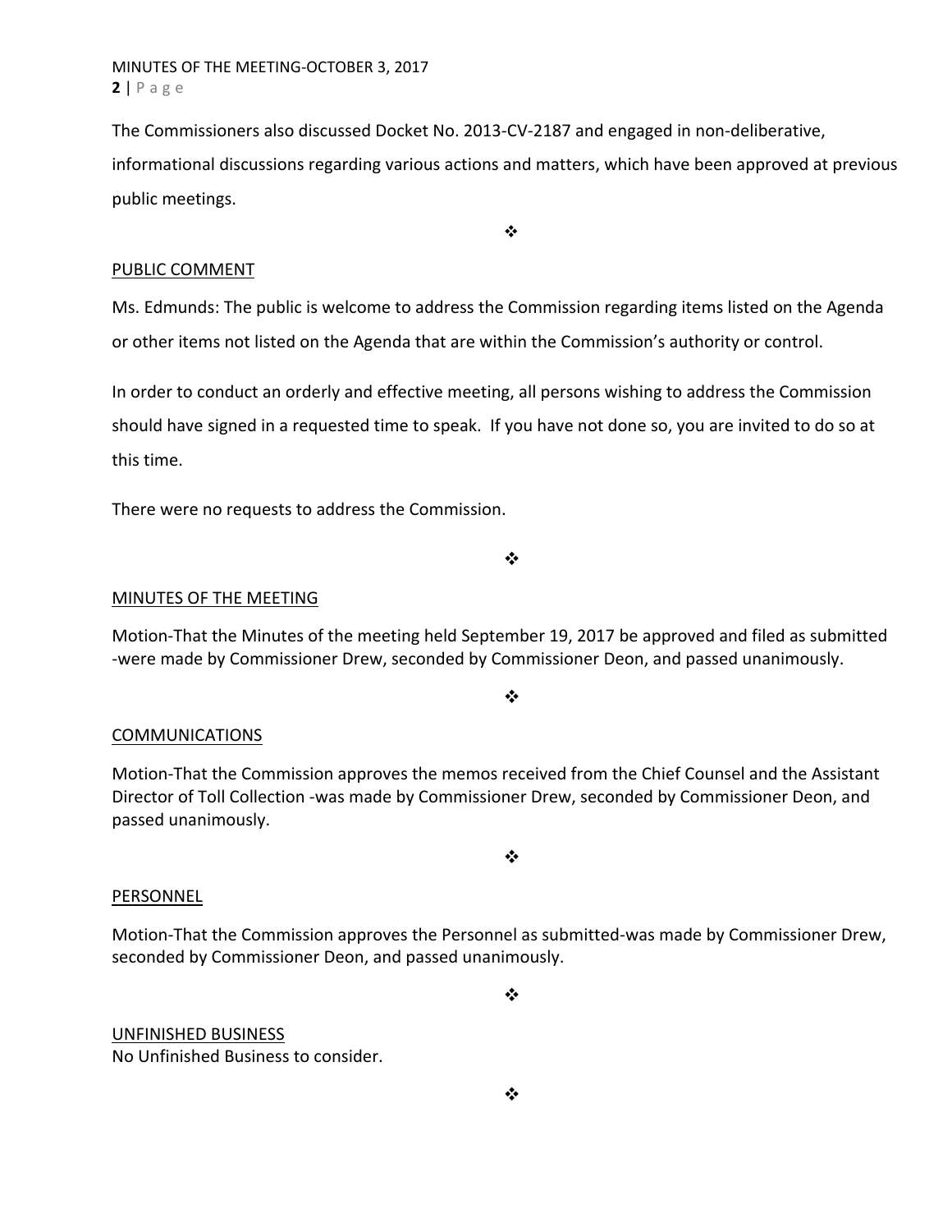The Commissioners also discussed Docket No. 2013-CV-2187 and engaged in non-deliberative, informational discussions regarding various actions and matters, which have been approved at previous public meetings.

❖

PUBLIC COMMENT

Ms. Edmunds: The public is welcome to address the Commission regarding items listed on the Agenda or other items not listed on the Agenda that are within the Commission's authority or control.

In order to conduct an orderly and effective meeting, all persons wishing to address the Commission should have signed in a requested time to speak. If you have not done so, you are invited to do so at this time.

There were no requests to address the Commission.

❖

MINUTES OF THE MEETING

Motion-That the Minutes of the meeting held September 19, 2017 be approved and filed as submitted -were made by Commissioner Drew, seconded by Commissioner Deon, and passed unanimously.

❖

COMMUNICATIONS

Motion-That the Commission approves the memos received from the Chief Counsel and the Assistant Director of Toll Collection -was made by Commissioner Drew, seconded by Commissioner Deon, and passed unanimously.

❖

PERSONNEL

Motion-That the Commission approves the Personnel as submitted-was made by Commissioner Drew, seconded by Commissioner Deon, and passed unanimously.

❖

UNFINISHED BUSINESS

No Unfinished Business to consider.

❖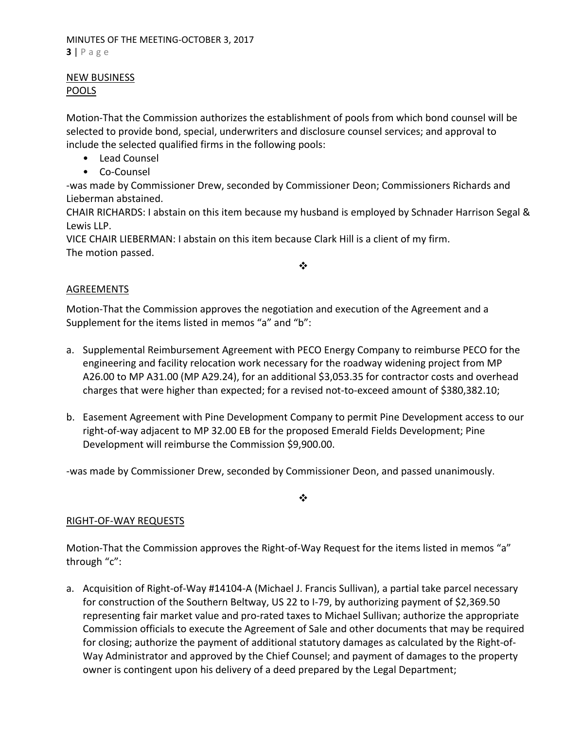NEW BUSINESS

POOLS

Motion-That the Commission authorizes the establishment of pools from which bond counsel will be selected to provide bond, special, underwriters and disclosure counsel services; and approval to include the selected qualified firms in the following pools:

- Lead Counsel
- Co-Counsel

-was made by Commissioner Drew, seconded by Commissioner Deon; Commissioners Richards and Lieberman abstained.

CHAIR RICHARDS: I abstain on this item because my husband is employed by Schnader Harrison Segal & Lewis LLP.

VICE CHAIR LIEBERMAN: I abstain on this item because Clark Hill is a client of my firm.

The motion passed.

❖

AGREEMENTS

Motion-That the Commission approves the negotiation and execution of the Agreement and a Supplement for the items listed in memos "a" and "b":

a. Supplemental Reimbursement Agreement with PECO Energy Company to reimburse PECO for the engineering and facility relocation work necessary for the roadway widening project from MP A26.00 to MP A31.00 (MP A29.24), for an additional $3,053.35 for contractor costs and overhead charges that were higher than expected; for a revised not-to-exceed amount of $380,382.10;

b. Easement Agreement with Pine Development Company to permit Pine Development access to our right-of-way adjacent to MP 32.00 EB for the proposed Emerald Fields Development; Pine Development will reimburse the Commission $9,900.00.

-was made by Commissioner Drew, seconded by Commissioner Deon, and passed unanimously.

❖

RIGHT-OF-WAY REQUESTS

Motion-That the Commission approves the Right-of-Way Request for the items listed in memos "a" through "c":

a. Acquisition of Right-of-Way #14104-A (Michael J. Francis Sullivan), a partial take parcel necessary for construction of the Southern Beltway, US 22 to I-79, by authorizing payment of $2,369.50 representing fair market value and pro-rated taxes to Michael Sullivan; authorize the appropriate Commission officials to execute the Agreement of Sale and other documents that may be required for closing; authorize the payment of additional statutory damages as calculated by the Right-of-Way Administrator and approved by the Chief Counsel; and payment of damages to the property owner is contingent upon his delivery of a deed prepared by the Legal Department;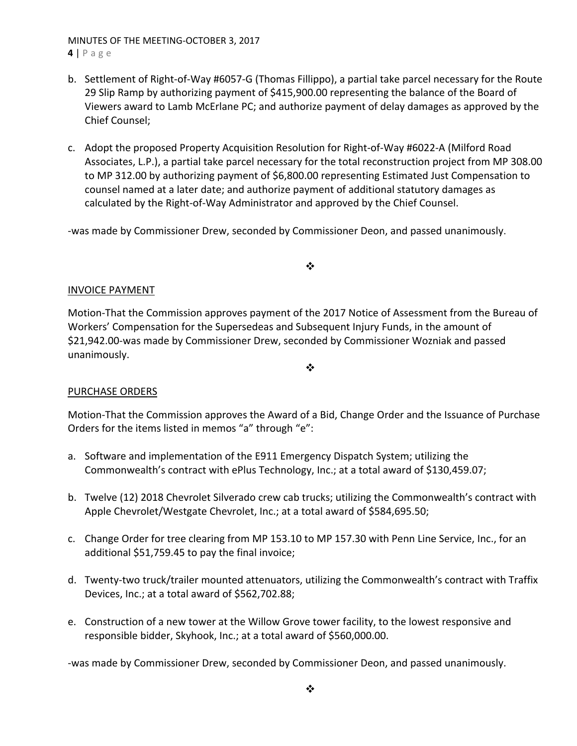b. Settlement of Right-of-Way #6057-G (Thomas Fillippo), a partial take parcel necessary for the Route 29 Slip Ramp by authorizing payment of $415,900.00 representing the balance of the Board of Viewers award to Lamb McErlane PC; and authorize payment of delay damages as approved by the Chief Counsel;

c. Adopt the proposed Property Acquisition Resolution for Right-of-Way #6022-A (Milford Road Associates, L.P.), a partial take parcel necessary for the total reconstruction project from MP 308.00 to MP 312.00 by authorizing payment of $6,800.00 representing Estimated Just Compensation to counsel named at a later date; and authorize payment of additional statutory damages as calculated by the Right-of-Way Administrator and approved by the Chief Counsel.

-was made by Commissioner Drew, seconded by Commissioner Deon, and passed unanimously.

❖

## INVOICE PAYMENT

Motion-That the Commission approves payment of the 2017 Notice of Assessment from the Bureau of Workers' Compensation for the Supersedeas and Subsequent Injury Funds, in the amount of $21,942.00-was made by Commissioner Drew, seconded by Commissioner Wozniak and passed unanimously.

❖

## PURCHASE ORDERS

Motion-That the Commission approves the Award of a Bid, Change Order and the Issuance of Purchase Orders for the items listed in memos "a" through "e":

a. Software and implementation of the E911 Emergency Dispatch System; utilizing the Commonwealth's contract with ePlus Technology, Inc.; at a total award of $130,459.07;

b. Twelve (12) 2018 Chevrolet Silverado crew cab trucks; utilizing the Commonwealth's contract with Apple Chevrolet/Westgate Chevrolet, Inc.; at a total award of $584,695.50;

c. Change Order for tree clearing from MP 153.10 to MP 157.30 with Penn Line Service, Inc., for an additional $51,759.45 to pay the final invoice;

d. Twenty-two truck/trailer mounted attenuators, utilizing the Commonwealth's contract with Traffix Devices, Inc.; at a total award of $562,702.88;

e. Construction of a new tower at the Willow Grove tower facility, to the lowest responsive and responsible bidder, Skyhook, Inc.; at a total award of $560,000.00.

-was made by Commissioner Drew, seconded by Commissioner Deon, and passed unanimously.

❖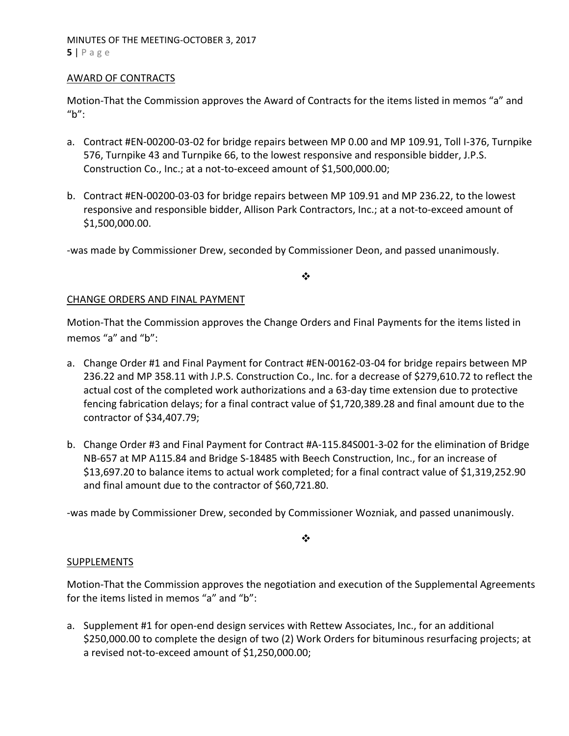## AWARD OF CONTRACTS

Motion-That the Commission approves the Award of Contracts for the items listed in memos "a" and "b":

a. Contract #EN-00200-03-02 for bridge repairs between MP 0.00 and MP 109.91, Toll I-376, Turnpike 576, Turnpike 43 and Turnpike 66, to the lowest responsive and responsible bidder, J.P.S. Construction Co., Inc.; at a not-to-exceed amount of $1,500,000.00;

b. Contract #EN-00200-03-03 for bridge repairs between MP 109.91 and MP 236.22, to the lowest responsive and responsible bidder, Allison Park Contractors, Inc.; at a not-to-exceed amount of $1,500,000.00.

-was made by Commissioner Drew, seconded by Commissioner Deon, and passed unanimously.

❖

## CHANGE ORDERS AND FINAL PAYMENT

Motion-That the Commission approves the Change Orders and Final Payments for the items listed in memos "a" and "b":

a. Change Order #1 and Final Payment for Contract #EN-00162-03-04 for bridge repairs between MP 236.22 and MP 358.11 with J.P.S. Construction Co., Inc. for a decrease of $279,610.72 to reflect the actual cost of the completed work authorizations and a 63-day time extension due to protective fencing fabrication delays; for a final contract value of $1,720,389.28 and final amount due to the contractor of $34,407.79;

b. Change Order #3 and Final Payment for Contract #A-115.84S001-3-02 for the elimination of Bridge NB-657 at MP A115.84 and Bridge S-18485 with Beech Construction, Inc., for an increase of $13,697.20 to balance items to actual work completed; for a final contract value of $1,319,252.90 and final amount due to the contractor of $60,721.80.

-was made by Commissioner Drew, seconded by Commissioner Wozniak, and passed unanimously.

❖

## SUPPLEMENTS

Motion-That the Commission approves the negotiation and execution of the Supplemental Agreements for the items listed in memos "a" and "b":

a. Supplement #1 for open-end design services with Rettew Associates, Inc., for an additional $250,000.00 to complete the design of two (2) Work Orders for bituminous resurfacing projects; at a revised not-to-exceed amount of $1,250,000.00;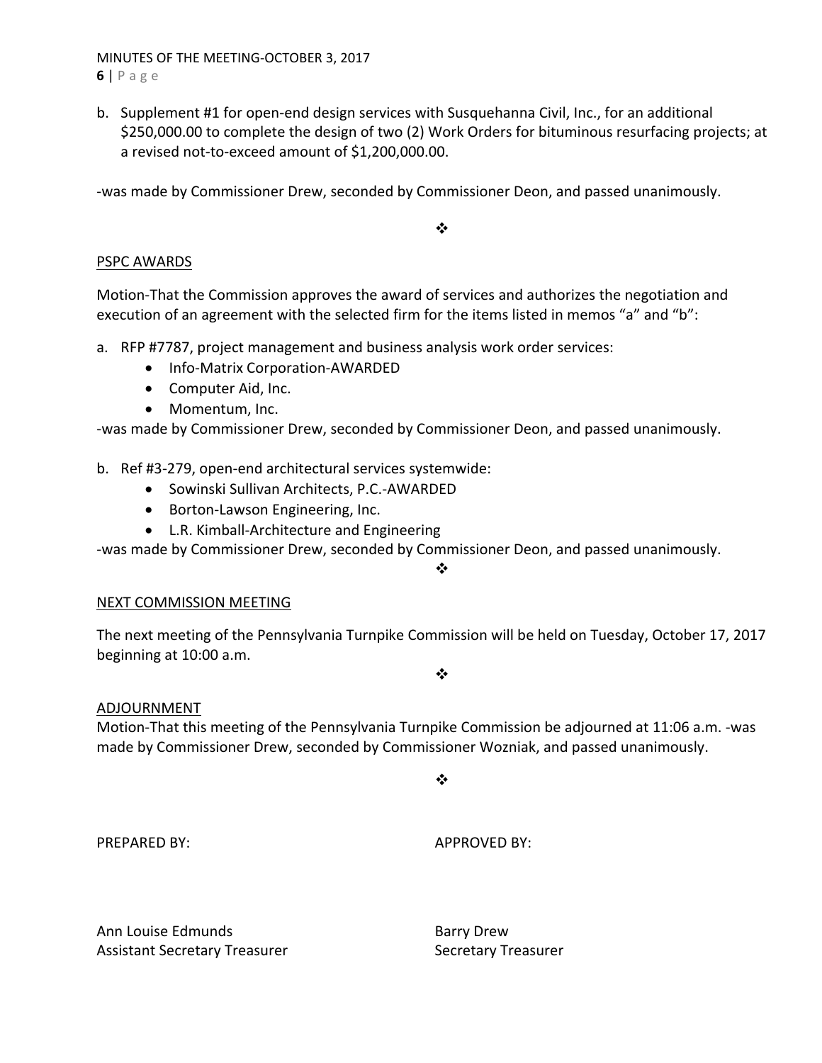b. Supplement #1 for open-end design services with Susquehanna Civil, Inc., for an additional $250,000.00 to complete the design of two (2) Work Orders for bituminous resurfacing projects; at a revised not-to-exceed amount of $1,200,000.00.

-was made by Commissioner Drew, seconded by Commissioner Deon, and passed unanimously.

❖

PSPC AWARDS

Motion-That the Commission approves the award of services and authorizes the negotiation and execution of an agreement with the selected firm for the items listed in memos "a" and "b":

a. RFP #7787, project management and business analysis work order services:
   - Info-Matrix Corporation-AWARDED
   - Computer Aid, Inc.
   - Momentum, Inc.

-was made by Commissioner Drew, seconded by Commissioner Deon, and passed unanimously.

b. Ref #3-279, open-end architectural services systemwide:
   - Sowinski Sullivan Architects, P.C.-AWARDED
   - Borton-Lawson Engineering, Inc.
   - L.R. Kimball-Architecture and Engineering

-was made by Commissioner Drew, seconded by Commissioner Deon, and passed unanimously.

❖

NEXT COMMISSION MEETING

The next meeting of the Pennsylvania Turnpike Commission will be held on Tuesday, October 17, 2017 beginning at 10:00 a.m.

❖

ADJOURNMENT

Motion-That this meeting of the Pennsylvania Turnpike Commission be adjourned at 11:06 a.m. -was made by Commissioner Drew, seconded by Commissioner Wozniak, and passed unanimously.

❖

PREPARED BY:

Ann Louise Edmunds
Assistant Secretary Treasurer

APPROVED BY:

Barry Drew
Secretary Treasurer